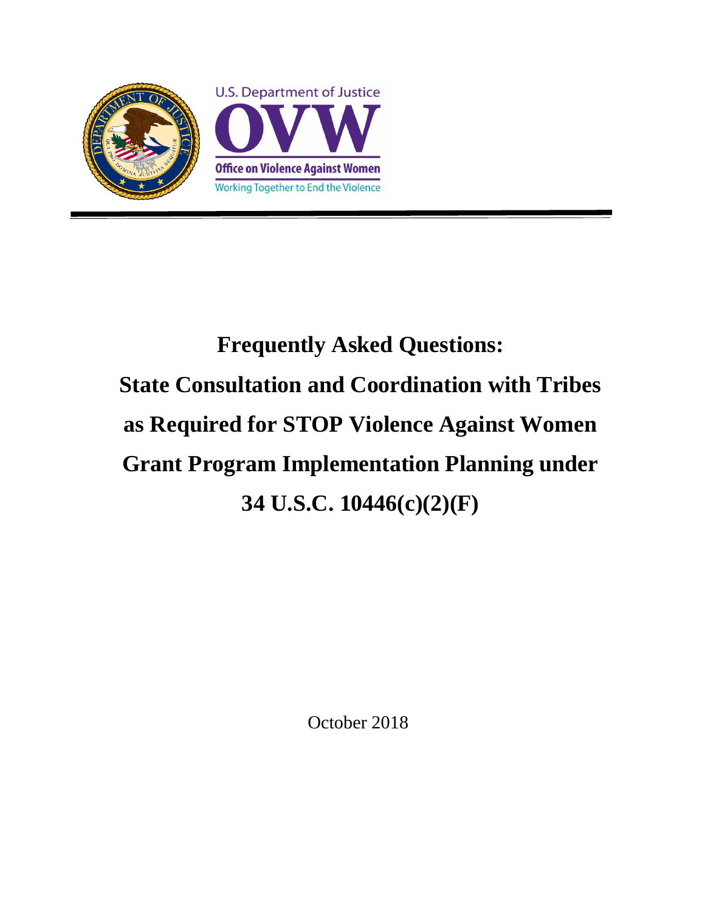U.S. Department of Justice

OVW

Office on Violence Against Women

Working Together to End the Violence

# Frequently Asked Questions: State Consultation and Coordination with Tribes as Required for STOP Violence Against Women Grant Program Implementation Planning under 34 U.S.C. 10446(c)(2)(F)

October 2018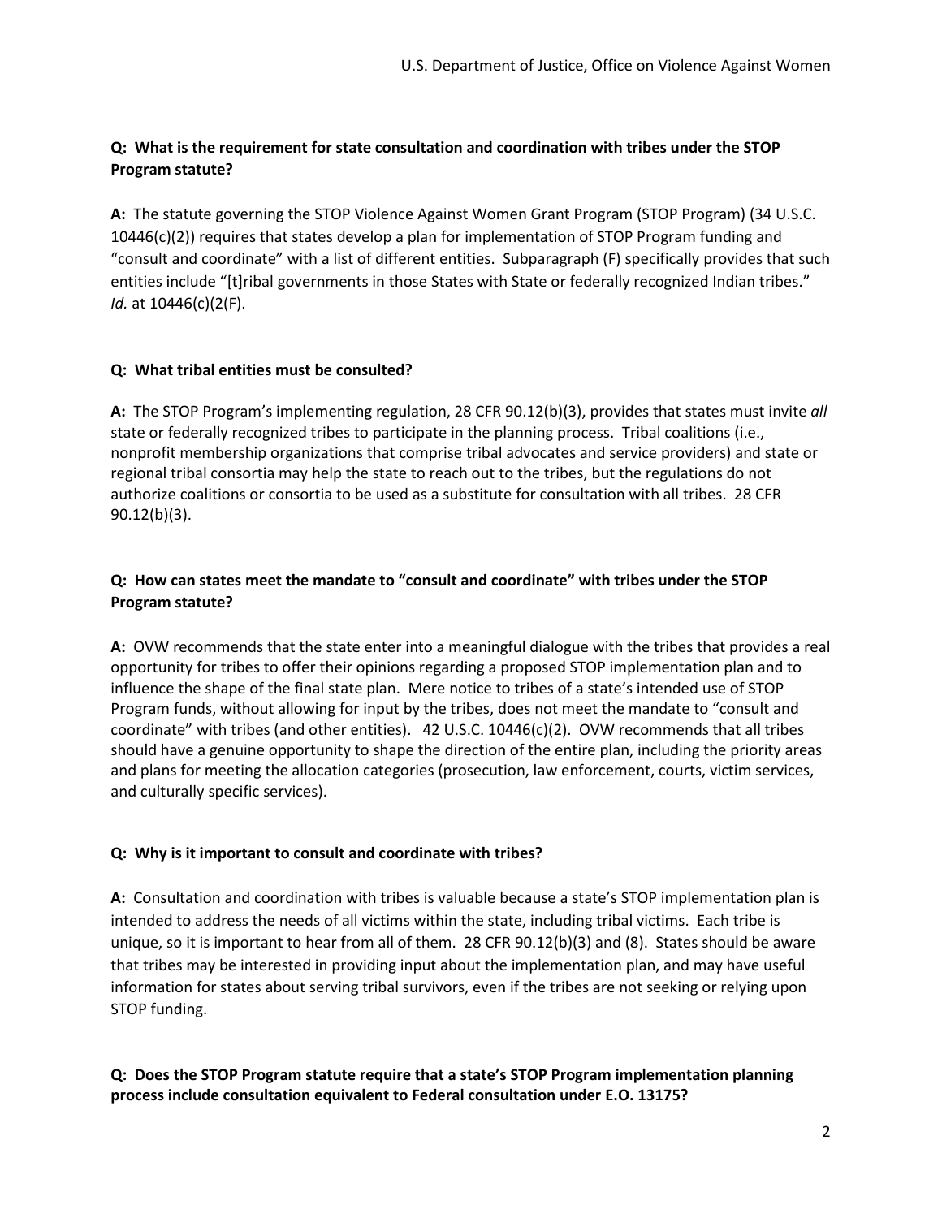**Q: What is the requirement for state consultation and coordination with tribes under the STOP Program statute?**

**A:** The statute governing the STOP Violence Against Women Grant Program (STOP Program) (34 U.S.C. 10446(c)(2)) requires that states develop a plan for implementation of STOP Program funding and "consult and coordinate" with a list of different entities. Subparagraph (F) specifically provides that such entities include "[t]ribal governments in those States with State or federally recognized Indian tribes." *Id.* at 10446(c)(2(F).

**Q: What tribal entities must be consulted?**

**A:** The STOP Program's implementing regulation, 28 CFR 90.12(b)(3), provides that states must invite *all* state or federally recognized tribes to participate in the planning process. Tribal coalitions (i.e., nonprofit membership organizations that comprise tribal advocates and service providers) and state or regional tribal consortia may help the state to reach out to the tribes, but the regulations do not authorize coalitions or consortia to be used as a substitute for consultation with all tribes. 28 CFR 90.12(b)(3).

**Q: How can states meet the mandate to "consult and coordinate" with tribes under the STOP Program statute?**

**A:** OVW recommends that the state enter into a meaningful dialogue with the tribes that provides a real opportunity for tribes to offer their opinions regarding a proposed STOP implementation plan and to influence the shape of the final state plan. Mere notice to tribes of a state's intended use of STOP Program funds, without allowing for input by the tribes, does not meet the mandate to "consult and coordinate" with tribes (and other entities). 42 U.S.C. 10446(c)(2). OVW recommends that all tribes should have a genuine opportunity to shape the direction of the entire plan, including the priority areas and plans for meeting the allocation categories (prosecution, law enforcement, courts, victim services, and culturally specific services).

**Q: Why is it important to consult and coordinate with tribes?**

**A:** Consultation and coordination with tribes is valuable because a state's STOP implementation plan is intended to address the needs of all victims within the state, including tribal victims. Each tribe is unique, so it is important to hear from all of them. 28 CFR 90.12(b)(3) and (8). States should be aware that tribes may be interested in providing input about the implementation plan, and may have useful information for states about serving tribal survivors, even if the tribes are not seeking or relying upon STOP funding.

**Q: Does the STOP Program statute require that a state's STOP Program implementation planning process include consultation equivalent to Federal consultation under E.O. 13175?**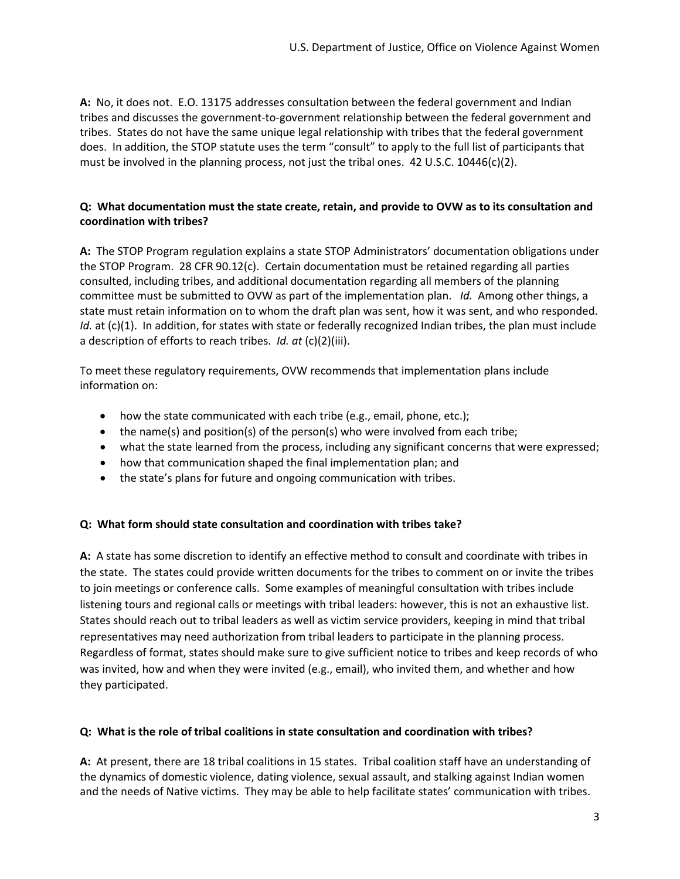**A:** No, it does not. E.O. 13175 addresses consultation between the federal government and Indian tribes and discusses the government-to-government relationship between the federal government and tribes. States do not have the same unique legal relationship with tribes that the federal government does. In addition, the STOP statute uses the term "consult" to apply to the full list of participants that must be involved in the planning process, not just the tribal ones. 42 U.S.C. 10446(c)(2).

**Q: What documentation must the state create, retain, and provide to OVW as to its consultation and coordination with tribes?**

**A:** The STOP Program regulation explains a state STOP Administrators' documentation obligations under the STOP Program. 28 CFR 90.12(c). Certain documentation must be retained regarding all parties consulted, including tribes, and additional documentation regarding all members of the planning committee must be submitted to OVW as part of the implementation plan. *Id.* Among other things, a state must retain information on to whom the draft plan was sent, how it was sent, and who responded. *Id.* at (c)(1). In addition, for states with state or federally recognized Indian tribes, the plan must include a description of efforts to reach tribes. *Id. at* (c)(2)(iii).

To meet these regulatory requirements, OVW recommends that implementation plans include information on:

- how the state communicated with each tribe (e.g., email, phone, etc.);
- the name(s) and position(s) of the person(s) who were involved from each tribe;
- what the state learned from the process, including any significant concerns that were expressed;
- how that communication shaped the final implementation plan; and
- the state's plans for future and ongoing communication with tribes.

**Q: What form should state consultation and coordination with tribes take?**

**A:** A state has some discretion to identify an effective method to consult and coordinate with tribes in the state. The states could provide written documents for the tribes to comment on or invite the tribes to join meetings or conference calls. Some examples of meaningful consultation with tribes include listening tours and regional calls or meetings with tribal leaders: however, this is not an exhaustive list. States should reach out to tribal leaders as well as victim service providers, keeping in mind that tribal representatives may need authorization from tribal leaders to participate in the planning process. Regardless of format, states should make sure to give sufficient notice to tribes and keep records of who was invited, how and when they were invited (e.g., email), who invited them, and whether and how they participated.

**Q: What is the role of tribal coalitions in state consultation and coordination with tribes?**

**A:** At present, there are 18 tribal coalitions in 15 states. Tribal coalition staff have an understanding of the dynamics of domestic violence, dating violence, sexual assault, and stalking against Indian women and the needs of Native victims. They may be able to help facilitate states' communication with tribes.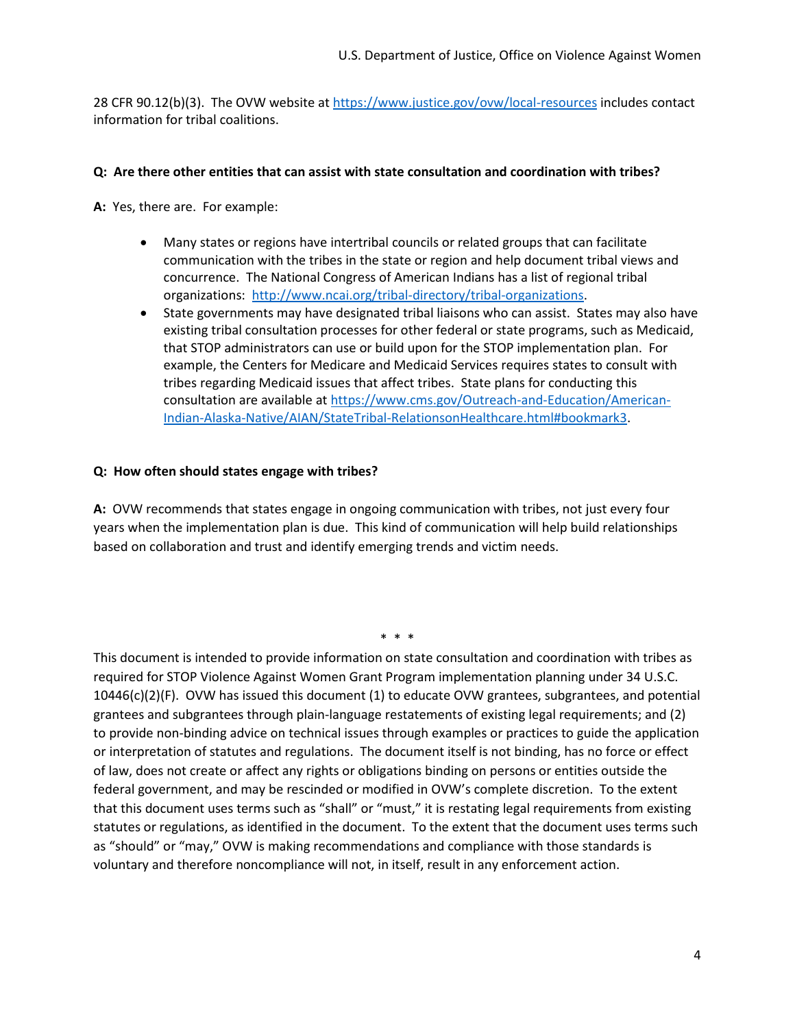28 CFR 90.12(b)(3). The OVW website at https://www.justice.gov/ovw/local-resources includes contact information for tribal coalitions.

**Q: Are there other entities that can assist with state consultation and coordination with tribes?**

**A:** Yes, there are. For example:

- Many states or regions have intertribal councils or related groups that can facilitate communication with the tribes in the state or region and help document tribal views and concurrence. The National Congress of American Indians has a list of regional tribal organizations: http://www.ncai.org/tribal-directory/tribal-organizations.
- State governments may have designated tribal liaisons who can assist. States may also have existing tribal consultation processes for other federal or state programs, such as Medicaid, that STOP administrators can use or build upon for the STOP implementation plan. For example, the Centers for Medicare and Medicaid Services requires states to consult with tribes regarding Medicaid issues that affect tribes. State plans for conducting this consultation are available at https://www.cms.gov/Outreach-and-Education/American-Indian-Alaska-Native/AIAN/StateTribal-RelationsonHealthcare.html#bookmark3.

**Q: How often should states engage with tribes?**

**A:** OVW recommends that states engage in ongoing communication with tribes, not just every four years when the implementation plan is due. This kind of communication will help build relationships based on collaboration and trust and identify emerging trends and victim needs.

\* \* \*

This document is intended to provide information on state consultation and coordination with tribes as required for STOP Violence Against Women Grant Program implementation planning under 34 U.S.C. 10446(c)(2)(F). OVW has issued this document (1) to educate OVW grantees, subgrantees, and potential grantees and subgrantees through plain-language restatements of existing legal requirements; and (2) to provide non-binding advice on technical issues through examples or practices to guide the application or interpretation of statutes and regulations. The document itself is not binding, has no force or effect of law, does not create or affect any rights or obligations binding on persons or entities outside the federal government, and may be rescinded or modified in OVW's complete discretion. To the extent that this document uses terms such as "shall" or "must," it is restating legal requirements from existing statutes or regulations, as identified in the document. To the extent that the document uses terms such as "should" or "may," OVW is making recommendations and compliance with those standards is voluntary and therefore noncompliance will not, in itself, result in any enforcement action.